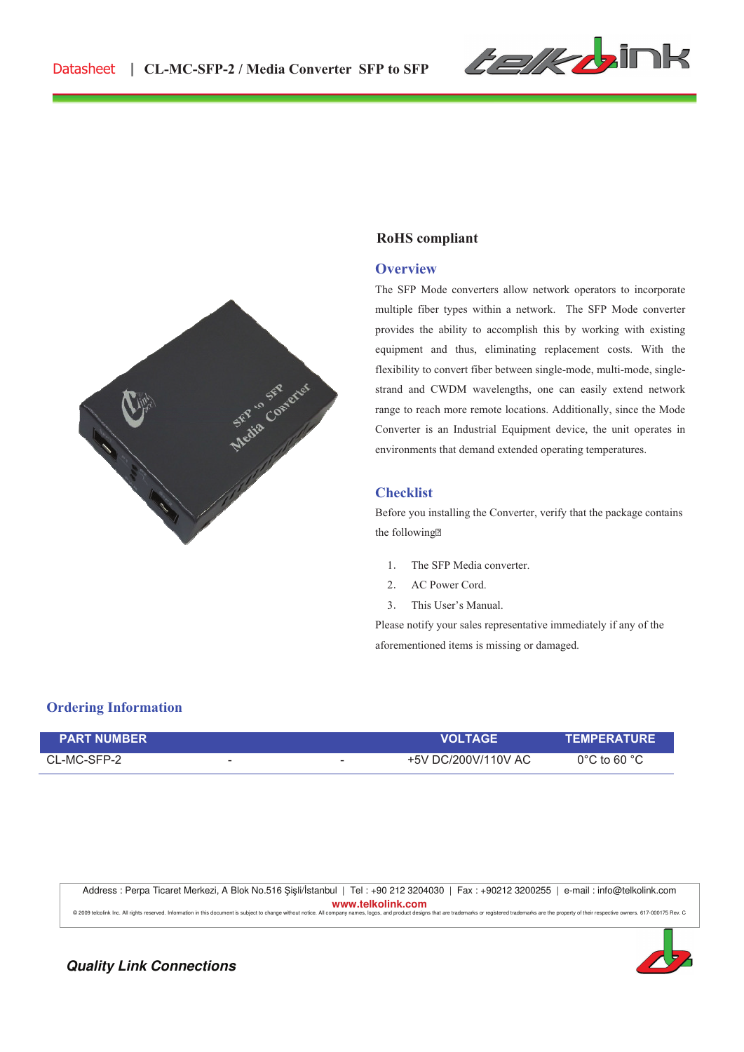# Datasheet | CL-MC-SFP-2 / Media Converter SFP to SFP

**RoHS compliant**

## Overview

The SFP Mode converters allow network operators to incorporate multiple fiber types within a network. The SFP Mode converter provides the ability to accomplish this by working with existing equipment and thus, eliminating replacement costs. With the flexibility to convert fiber between single-mode, multi-mode, single-strand and CWDM wavelengths, one can easily extend network range to reach more remote locations. Additionally, since the Mode Converter is an Industrial Equipment device, the unit operates in environments that demand extended operating temperatures.

## Checklist

Before you installing the Converter, verify that the package contains the following:

1. The SFP Media converter.
2. AC Power Cord.
3. This User's Manual.

Please notify your sales representative immediately if any of the aforementioned items is missing or damaged.

## Ordering Information

| PART NUMBER | | | VOLTAGE | TEMPERATURE |
|---|---|---|---|---|
| CL-MC-SFP-2 | - | - | +5V DC/200V/110V AC | 0°C to 60 °C |

Address : Perpa Ticaret Merkezi, A Blok No.516 Şişli/İstanbul | Tel : +90 212 3204030 | Fax : +90212 3200255 | e-mail : info@telkolink.com
www.telkolink.com

© 2009 telcolink Inc. All rights reserved. Information in this document is subject to change without notice. All company names, logos, and product designs that are trademarks or registered trademarks are the property of their respective owners. 617-000175 Rev. C

***Quality Link Connections***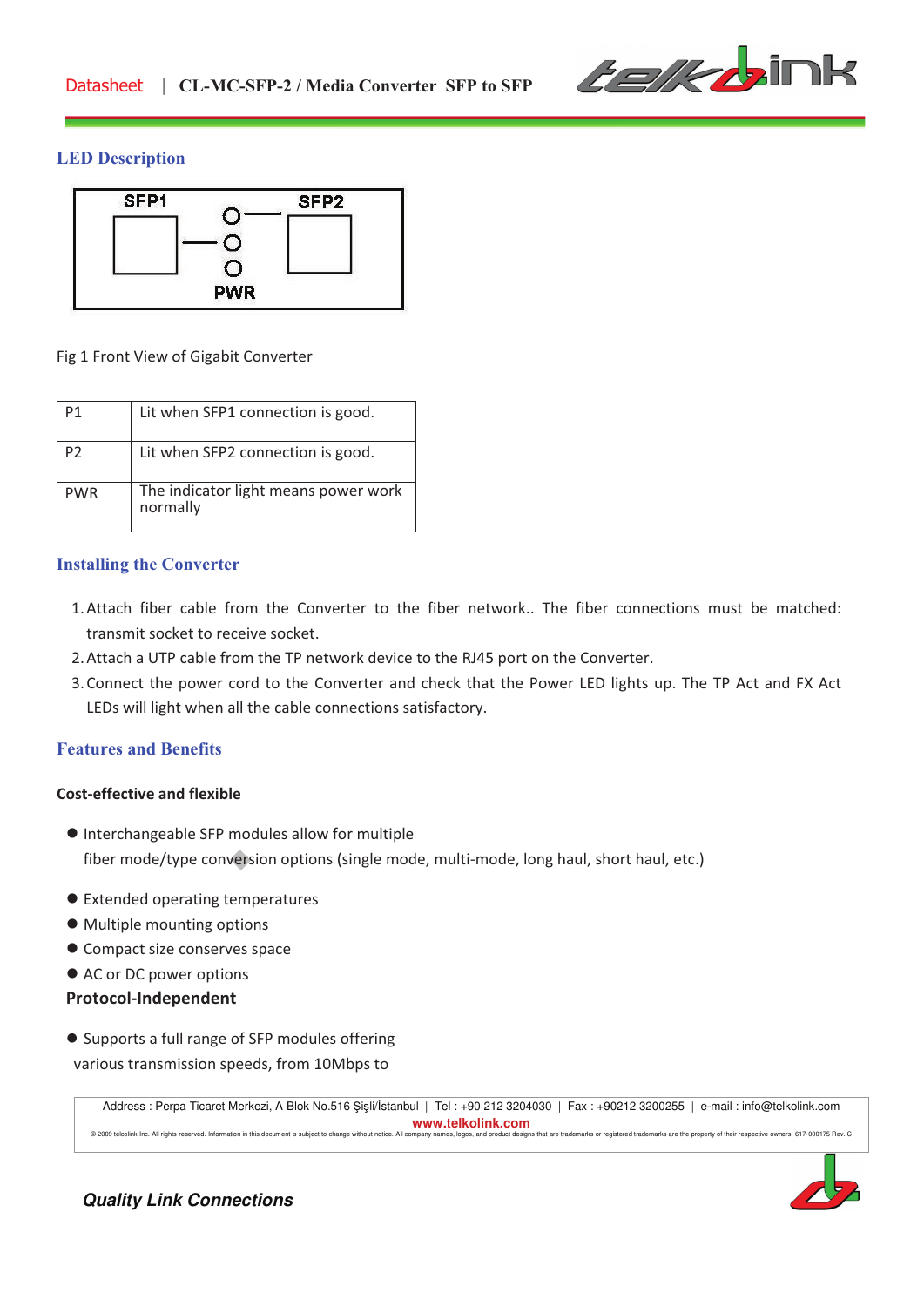## LED Description

SFP1 SFP2

PWR

Fig 1 Front View of Gigabit Converter

| P1 | Lit when SFP1 connection is good. |
|---|---|
| P2 | Lit when SFP2 connection is good. |
| PWR | The indicator light means power work normally |

## Installing the Converter

1. Attach fiber cable from the Converter to the fiber network.. The fiber connections must be matched: transmit socket to receive socket.
2. Attach a UTP cable from the TP network device to the RJ45 port on the Converter.
3. Connect the power cord to the Converter and check that the Power LED lights up. The TP Act and FX Act LEDs will light when all the cable connections satisfactory.

## Features and Benefits

**Cost-effective and flexible**

- Interchangeable SFP modules allow for multiple fiber mode/type conversion options (single mode, multi-mode, long haul, short haul, etc.)

- Extended operating temperatures
- Multiple mounting options
- Compact size conserves space
- AC or DC power options

**Protocol-Independent**

- Supports a full range of SFP modules offering various transmission speeds, from 10Mbps to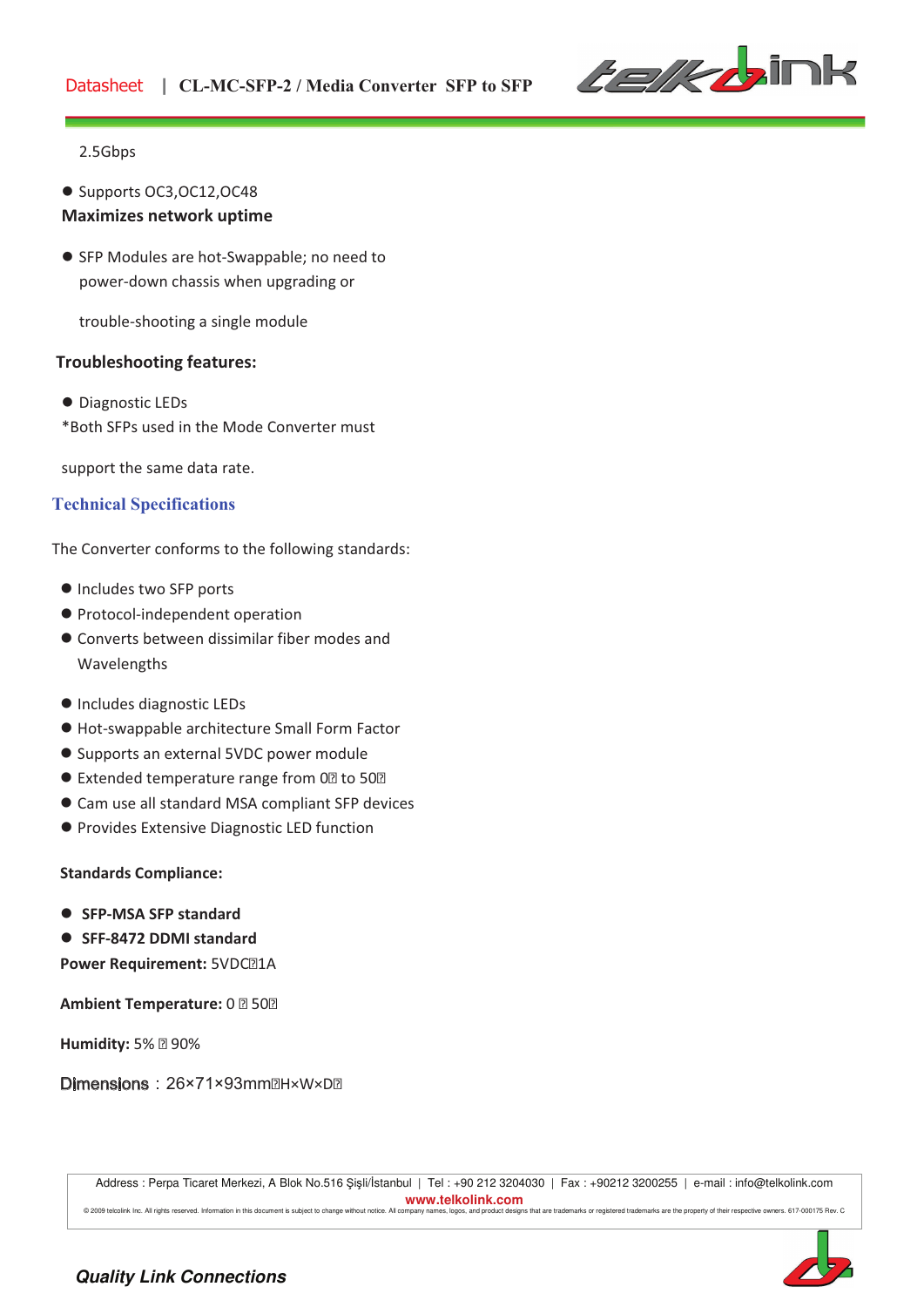2.5Gbps

- Supports OC3,OC12,OC48

**Maximizes network uptime**

- SFP Modules are hot-Swappable; no need to power-down chassis when upgrading or

  trouble-shooting a single module

**Troubleshooting features:**

- Diagnostic LEDs

*Both SFPs used in the Mode Converter must

support the same data rate.

## Technical Specifications

The Converter conforms to the following standards:

- Includes two SFP ports
- Protocol-independent operation
- Converts between dissimilar fiber modes and Wavelengths
- Includes diagnostic LEDs
- Hot-swappable architecture Small Form Factor
- Supports an external 5VDC power module
- Extended temperature range from 0 to 50
- Cam use all standard MSA compliant SFP devices
- Provides Extensive Diagnostic LED function

**Standards Compliance:**

- **SFP-MSA SFP standard**
- **SFF-8472 DDMI standard**

**Power Requirement:** 5VDC1A

**Ambient Temperature:** 0 50

**Humidity:** 5% 90%

**Dimensions**：26×71×93mmH×W×D

Address : Perpa Ticaret Merkezi, A Blok No.516 Şişli/İstanbul | Tel : +90 212 3204030 | Fax : +90212 3200255 | e-mail : info@telkolink.com
www.telkolink.com
© 2009 telcolink Inc. All rights reserved. Information in this document is subject to change without notice. All company names, logos, and product designs that are trademarks or registered trademarks are the property of their respective owners. 617-000175 Rev. C

***Quality Link Connections***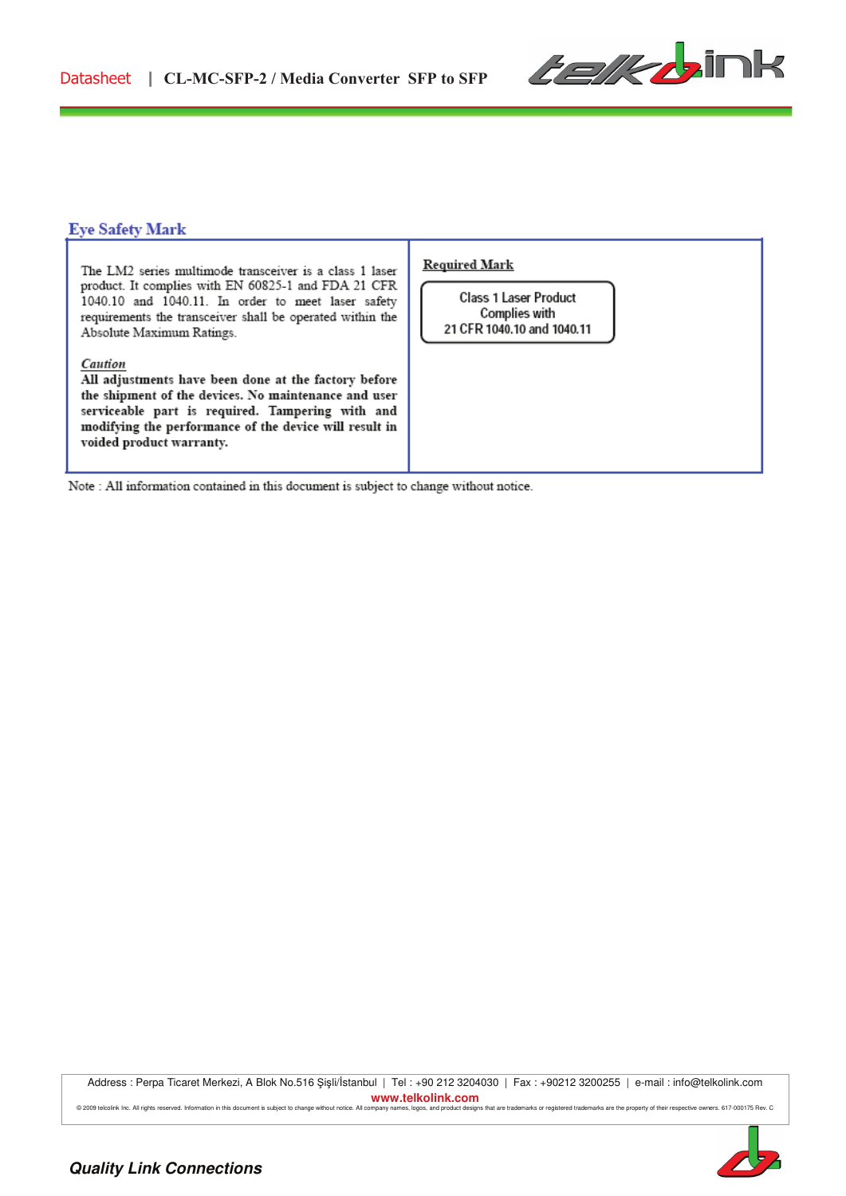## Eye Safety Mark

| | |
|---|---|
| The LM2 series multimode transceiver is a class 1 laser product. It complies with EN 60825-1 and FDA 21 CFR 1040.10 and 1040.11. In order to meet laser safety requirements the transceiver shall be operated within the Absolute Maximum Ratings.<br><br>*Caution*<br>**All adjustments have been done at the factory before the shipment of the devices. No maintenance and user serviceable part is required. Tampering with and modifying the performance of the device will result in voided product warranty.** | **Required Mark**<br><br>Class 1 Laser Product<br>Complies with<br>21 CFR 1040.10 and 1040.11 |

Note : All information contained in this document is subject to change without notice.